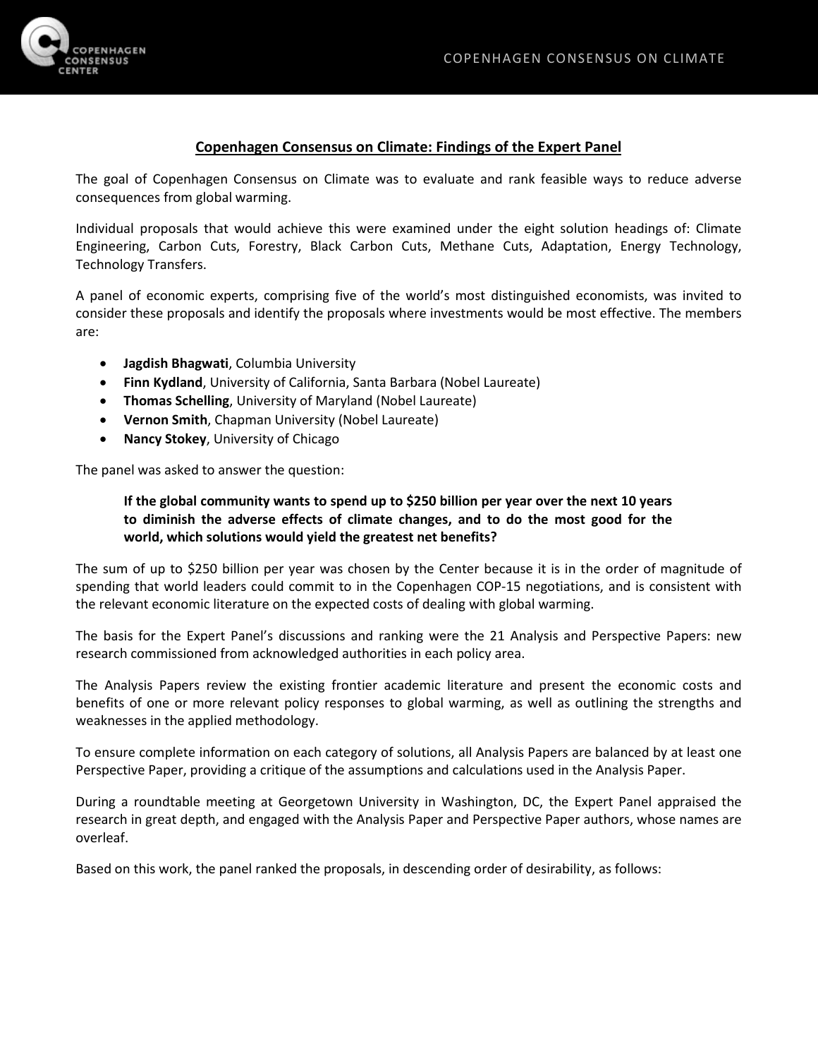# Copenhagen Consensus on Climate: Findings of the Expert Panel

The goal of Copenhagen Consensus on Climate was to evaluate and rank feasible ways to reduce adverse consequences from global warming.

Individual proposals that would achieve this were examined under the eight solution headings of: Climate Engineering, Carbon Cuts, Forestry, Black Carbon Cuts, Methane Cuts, Adaptation, Energy Technology, Technology Transfers.

A panel of economic experts, comprising five of the world's most distinguished economists, was invited to consider these proposals and identify the proposals where investments would be most effective. The members are:

- **Jagdish Bhagwati**, Columbia University
- **Finn Kydland**, University of California, Santa Barbara (Nobel Laureate)
- **Thomas Schelling**, University of Maryland (Nobel Laureate)
- **Vernon Smith**, Chapman University (Nobel Laureate)
- **Nancy Stokey**, University of Chicago

The panel was asked to answer the question:

> **If the global community wants to spend up to $250 billion per year over the next 10 years to diminish the adverse effects of climate changes, and to do the most good for the world, which solutions would yield the greatest net benefits?**

The sum of up to $250 billion per year was chosen by the Center because it is in the order of magnitude of spending that world leaders could commit to in the Copenhagen COP-15 negotiations, and is consistent with the relevant economic literature on the expected costs of dealing with global warming.

The basis for the Expert Panel's discussions and ranking were the 21 Analysis and Perspective Papers: new research commissioned from acknowledged authorities in each policy area.

The Analysis Papers review the existing frontier academic literature and present the economic costs and benefits of one or more relevant policy responses to global warming, as well as outlining the strengths and weaknesses in the applied methodology.

To ensure complete information on each category of solutions, all Analysis Papers are balanced by at least one Perspective Paper, providing a critique of the assumptions and calculations used in the Analysis Paper.

During a roundtable meeting at Georgetown University in Washington, DC, the Expert Panel appraised the research in great depth, and engaged with the Analysis Paper and Perspective Paper authors, whose names are overleaf.

Based on this work, the panel ranked the proposals, in descending order of desirability, as follows: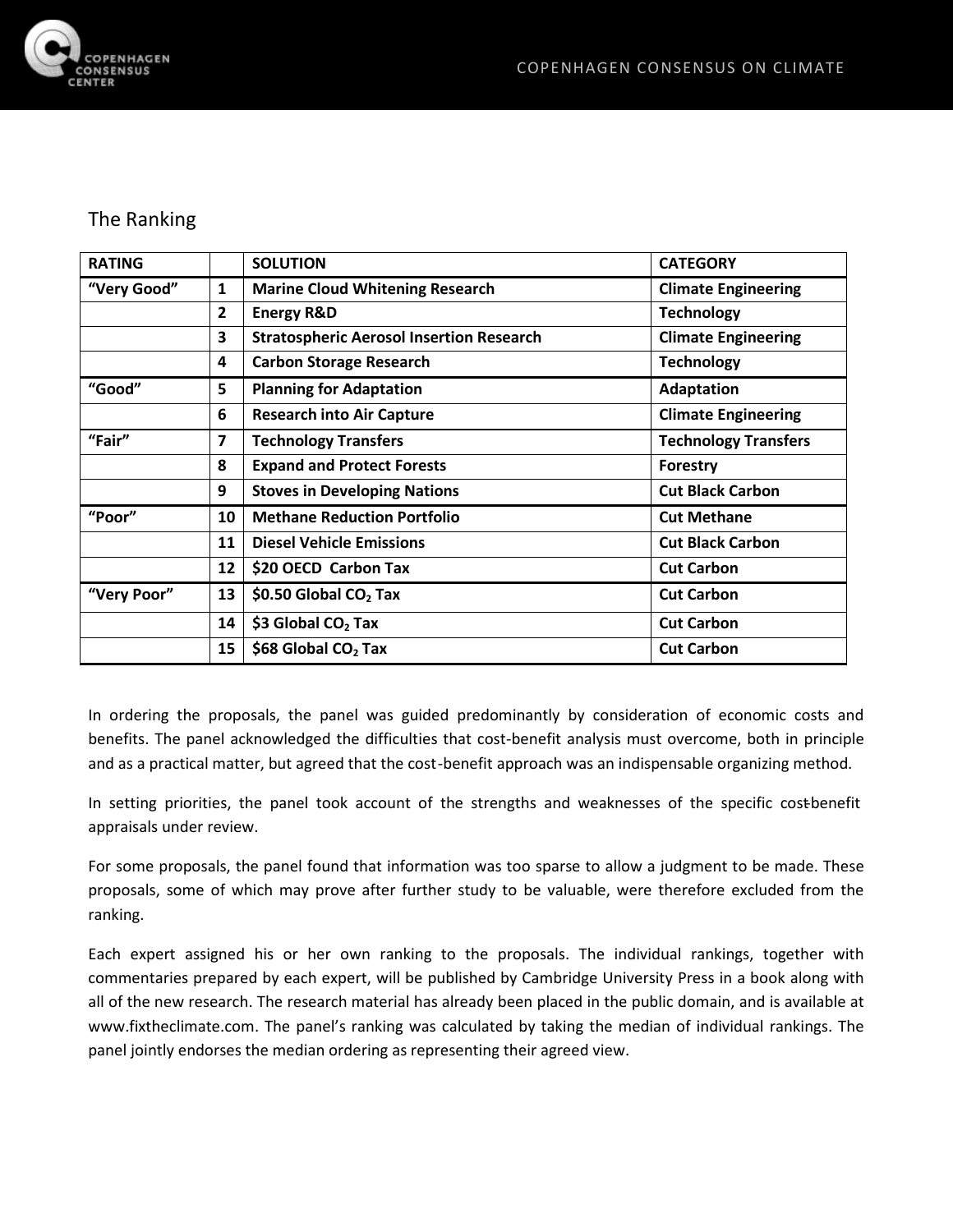## The Ranking

| RATING | | SOLUTION | CATEGORY |
|---|---|---|---|
| **"Very Good"** | **1** | **Marine Cloud Whitening Research** | **Climate Engineering** |
| | **2** | **Energy R&D** | **Technology** |
| | **3** | **Stratospheric Aerosol Insertion Research** | **Climate Engineering** |
| | **4** | **Carbon Storage Research** | **Technology** |
| **"Good"** | **5** | **Planning for Adaptation** | **Adaptation** |
| | **6** | **Research into Air Capture** | **Climate Engineering** |
| **"Fair"** | **7** | **Technology Transfers** | **Technology Transfers** |
| | **8** | **Expand and Protect Forests** | **Forestry** |
| | **9** | **Stoves in Developing Nations** | **Cut Black Carbon** |
| **"Poor"** | **10** | **Methane Reduction Portfolio** | **Cut Methane** |
| | **11** | **Diesel Vehicle Emissions** | **Cut Black Carbon** |
| | **12** | **$20 OECD Carbon Tax** | **Cut Carbon** |
| **"Very Poor"** | **13** | **$0.50 Global $CO_2$ Tax** | **Cut Carbon** |
| | **14** | **$3 Global $CO_2$ Tax** | **Cut Carbon** |
| | **15** | **$68 Global $CO_2$ Tax** | **Cut Carbon** |

In ordering the proposals, the panel was guided predominantly by consideration of economic costs and benefits. The panel acknowledged the difficulties that cost-benefit analysis must overcome, both in principle and as a practical matter, but agreed that the cost-benefit approach was an indispensable organizing method.

In setting priorities, the panel took account of the strengths and weaknesses of the specific cost-benefit appraisals under review.

For some proposals, the panel found that information was too sparse to allow a judgment to be made. These proposals, some of which may prove after further study to be valuable, were therefore excluded from the ranking.

Each expert assigned his or her own ranking to the proposals. The individual rankings, together with commentaries prepared by each expert, will be published by Cambridge University Press in a book along with all of the new research. The research material has already been placed in the public domain, and is available at www.fixtheclimate.com. The panel's ranking was calculated by taking the median of individual rankings. The panel jointly endorses the median ordering as representing their agreed view.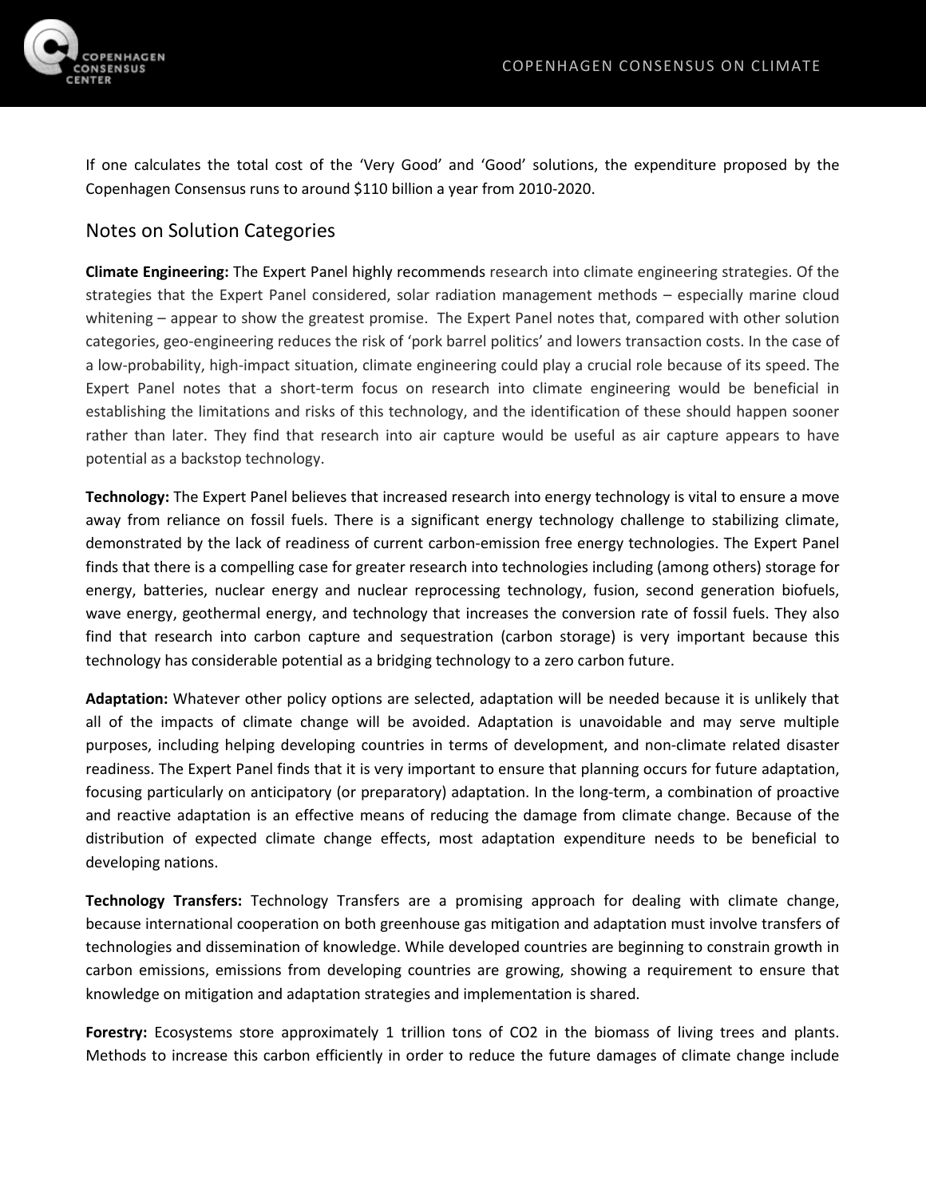If one calculates the total cost of the 'Very Good' and 'Good' solutions, the expenditure proposed by the Copenhagen Consensus runs to around $110 billion a year from 2010-2020.

## Notes on Solution Categories

**Climate Engineering:** The Expert Panel highly recommends research into climate engineering strategies. Of the strategies that the Expert Panel considered, solar radiation management methods – especially marine cloud whitening – appear to show the greatest promise. The Expert Panel notes that, compared with other solution categories, geo-engineering reduces the risk of 'pork barrel politics' and lowers transaction costs. In the case of a low-probability, high-impact situation, climate engineering could play a crucial role because of its speed. The Expert Panel notes that a short-term focus on research into climate engineering would be beneficial in establishing the limitations and risks of this technology, and the identification of these should happen sooner rather than later. They find that research into air capture would be useful as air capture appears to have potential as a backstop technology.

**Technology:** The Expert Panel believes that increased research into energy technology is vital to ensure a move away from reliance on fossil fuels. There is a significant energy technology challenge to stabilizing climate, demonstrated by the lack of readiness of current carbon-emission free energy technologies. The Expert Panel finds that there is a compelling case for greater research into technologies including (among others) storage for energy, batteries, nuclear energy and nuclear reprocessing technology, fusion, second generation biofuels, wave energy, geothermal energy, and technology that increases the conversion rate of fossil fuels. They also find that research into carbon capture and sequestration (carbon storage) is very important because this technology has considerable potential as a bridging technology to a zero carbon future.

**Adaptation:** Whatever other policy options are selected, adaptation will be needed because it is unlikely that all of the impacts of climate change will be avoided. Adaptation is unavoidable and may serve multiple purposes, including helping developing countries in terms of development, and non-climate related disaster readiness. The Expert Panel finds that it is very important to ensure that planning occurs for future adaptation, focusing particularly on anticipatory (or preparatory) adaptation. In the long-term, a combination of proactive and reactive adaptation is an effective means of reducing the damage from climate change. Because of the distribution of expected climate change effects, most adaptation expenditure needs to be beneficial to developing nations.

**Technology Transfers:** Technology Transfers are a promising approach for dealing with climate change, because international cooperation on both greenhouse gas mitigation and adaptation must involve transfers of technologies and dissemination of knowledge. While developed countries are beginning to constrain growth in carbon emissions, emissions from developing countries are growing, showing a requirement to ensure that knowledge on mitigation and adaptation strategies and implementation is shared.

**Forestry:** Ecosystems store approximately 1 trillion tons of $CO_2$ in the biomass of living trees and plants. Methods to increase this carbon efficiently in order to reduce the future damages of climate change include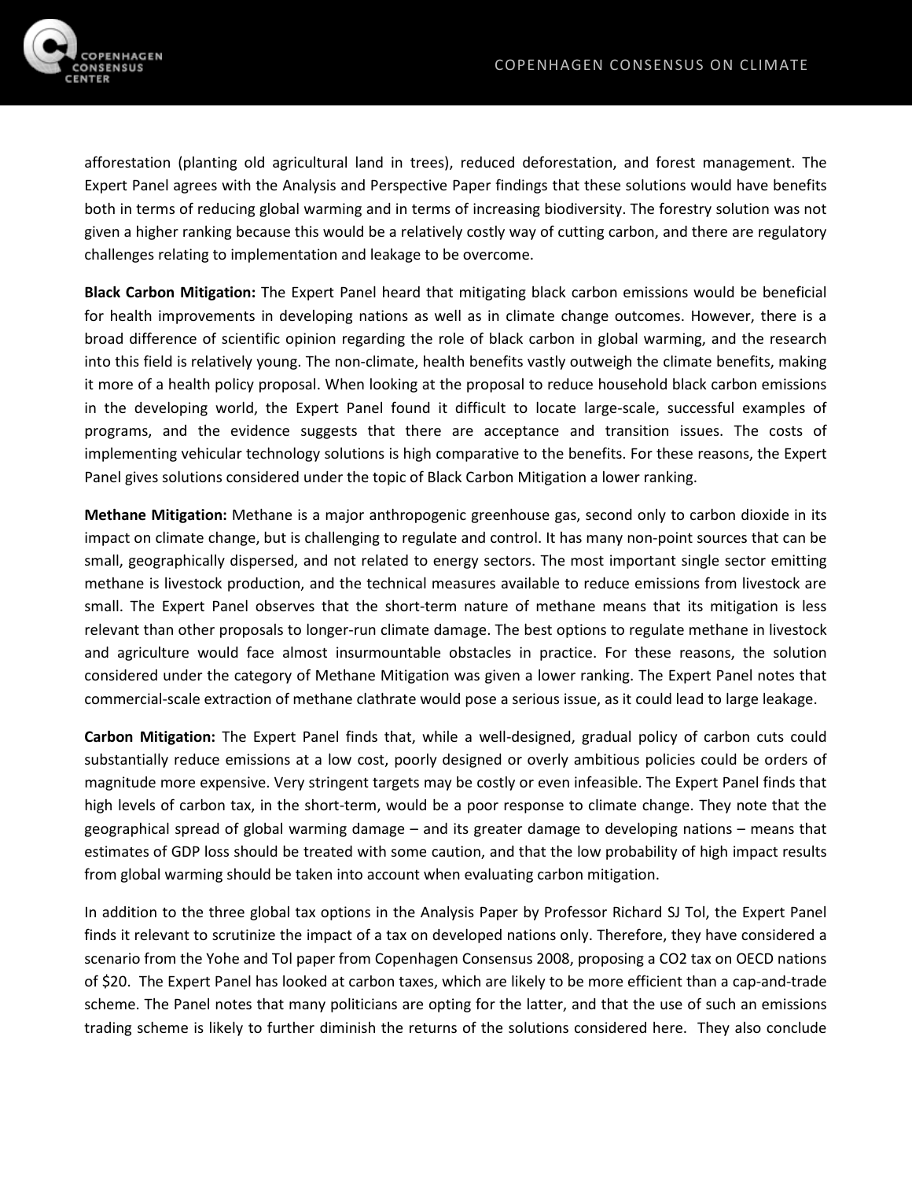afforestation (planting old agricultural land in trees), reduced deforestation, and forest management. The Expert Panel agrees with the Analysis and Perspective Paper findings that these solutions would have benefits both in terms of reducing global warming and in terms of increasing biodiversity. The forestry solution was not given a higher ranking because this would be a relatively costly way of cutting carbon, and there are regulatory challenges relating to implementation and leakage to be overcome.

**Black Carbon Mitigation:** The Expert Panel heard that mitigating black carbon emissions would be beneficial for health improvements in developing nations as well as in climate change outcomes. However, there is a broad difference of scientific opinion regarding the role of black carbon in global warming, and the research into this field is relatively young. The non-climate, health benefits vastly outweigh the climate benefits, making it more of a health policy proposal. When looking at the proposal to reduce household black carbon emissions in the developing world, the Expert Panel found it difficult to locate large-scale, successful examples of programs, and the evidence suggests that there are acceptance and transition issues. The costs of implementing vehicular technology solutions is high comparative to the benefits. For these reasons, the Expert Panel gives solutions considered under the topic of Black Carbon Mitigation a lower ranking.

**Methane Mitigation:** Methane is a major anthropogenic greenhouse gas, second only to carbon dioxide in its impact on climate change, but is challenging to regulate and control. It has many non-point sources that can be small, geographically dispersed, and not related to energy sectors. The most important single sector emitting methane is livestock production, and the technical measures available to reduce emissions from livestock are small. The Expert Panel observes that the short-term nature of methane means that its mitigation is less relevant than other proposals to longer-run climate damage. The best options to regulate methane in livestock and agriculture would face almost insurmountable obstacles in practice. For these reasons, the solution considered under the category of Methane Mitigation was given a lower ranking. The Expert Panel notes that commercial-scale extraction of methane clathrate would pose a serious issue, as it could lead to large leakage.

**Carbon Mitigation:** The Expert Panel finds that, while a well-designed, gradual policy of carbon cuts could substantially reduce emissions at a low cost, poorly designed or overly ambitious policies could be orders of magnitude more expensive. Very stringent targets may be costly or even infeasible. The Expert Panel finds that high levels of carbon tax, in the short-term, would be a poor response to climate change. They note that the geographical spread of global warming damage – and its greater damage to developing nations – means that estimates of GDP loss should be treated with some caution, and that the low probability of high impact results from global warming should be taken into account when evaluating carbon mitigation.

In addition to the three global tax options in the Analysis Paper by Professor Richard SJ Tol, the Expert Panel finds it relevant to scrutinize the impact of a tax on developed nations only. Therefore, they have considered a scenario from the Yohe and Tol paper from Copenhagen Consensus 2008, proposing a $CO_2$ tax on OECD nations of $20. The Expert Panel has looked at carbon taxes, which are likely to be more efficient than a cap-and-trade scheme. The Panel notes that many politicians are opting for the latter, and that the use of such an emissions trading scheme is likely to further diminish the returns of the solutions considered here. They also conclude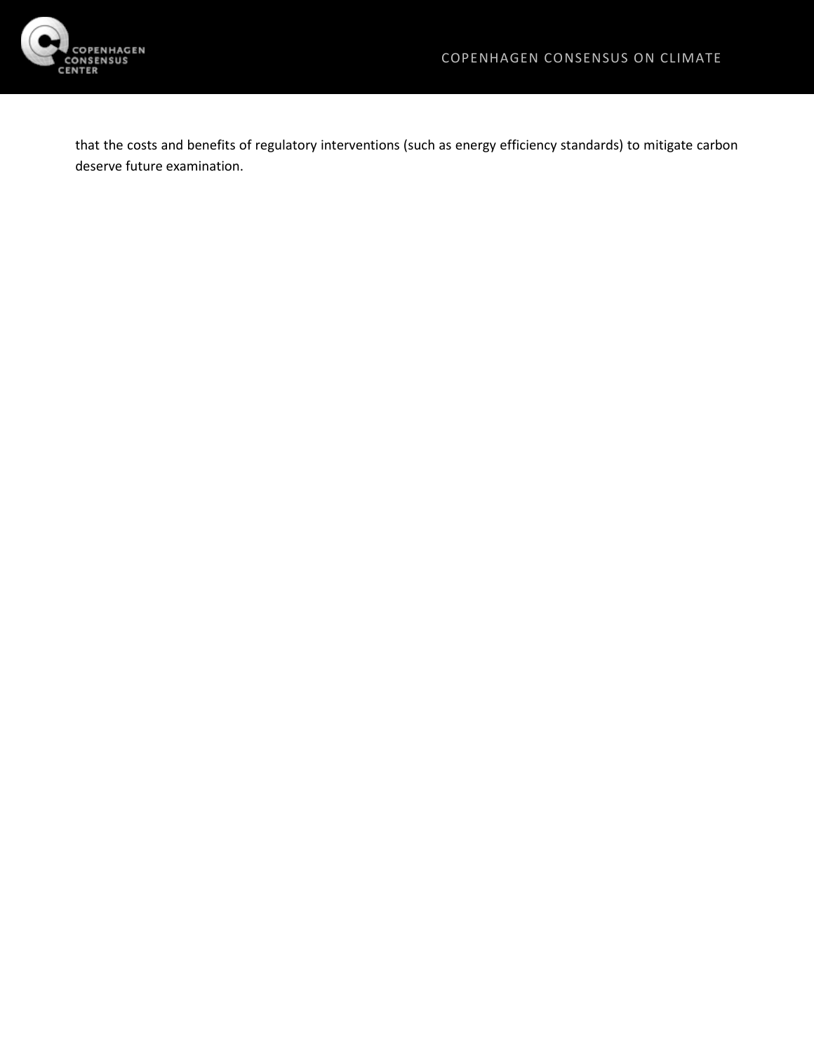that the costs and benefits of regulatory interventions (such as energy efficiency standards) to mitigate carbon deserve future examination.